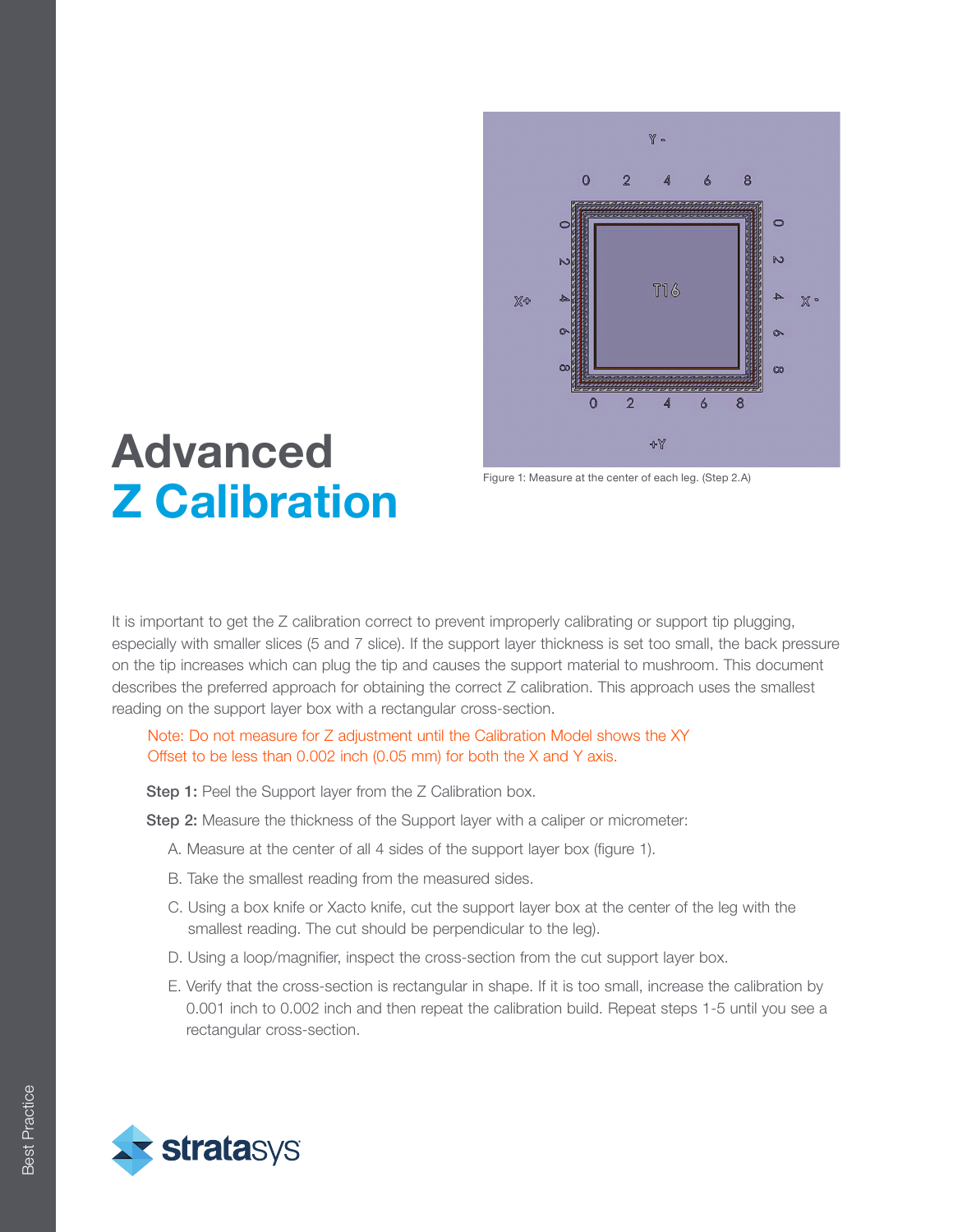# Advanced Z Calibration

Figure 1: Measure at the center of each leg. (Step 2.A)

It is important to get the Z calibration correct to prevent improperly calibrating or support tip plugging, especially with smaller slices (5 and 7 slice). If the support layer thickness is set too small, the back pressure on the tip increases which can plug the tip and causes the support material to mushroom. This document describes the preferred approach for obtaining the correct Z calibration. This approach uses the smallest reading on the support layer box with a rectangular cross-section.

Note: Do not measure for Z adjustment until the Calibration Model shows the XY Offset to be less than 0.002 inch (0.05 mm) for both the X and Y axis.

**Step 1:** Peel the Support layer from the Z Calibration box.

**Step 2:** Measure the thickness of the Support layer with a caliper or micrometer:

A. Measure at the center of all 4 sides of the support layer box (figure 1).

B. Take the smallest reading from the measured sides.

C. Using a box knife or Xacto knife, cut the support layer box at the center of the leg with the smallest reading. The cut should be perpendicular to the leg).

D. Using a loop/magnifier, inspect the cross-section from the cut support layer box.

E. Verify that the cross-section is rectangular in shape. If it is too small, increase the calibration by 0.001 inch to 0.002 inch and then repeat the calibration build. Repeat steps 1-5 until you see a rectangular cross-section.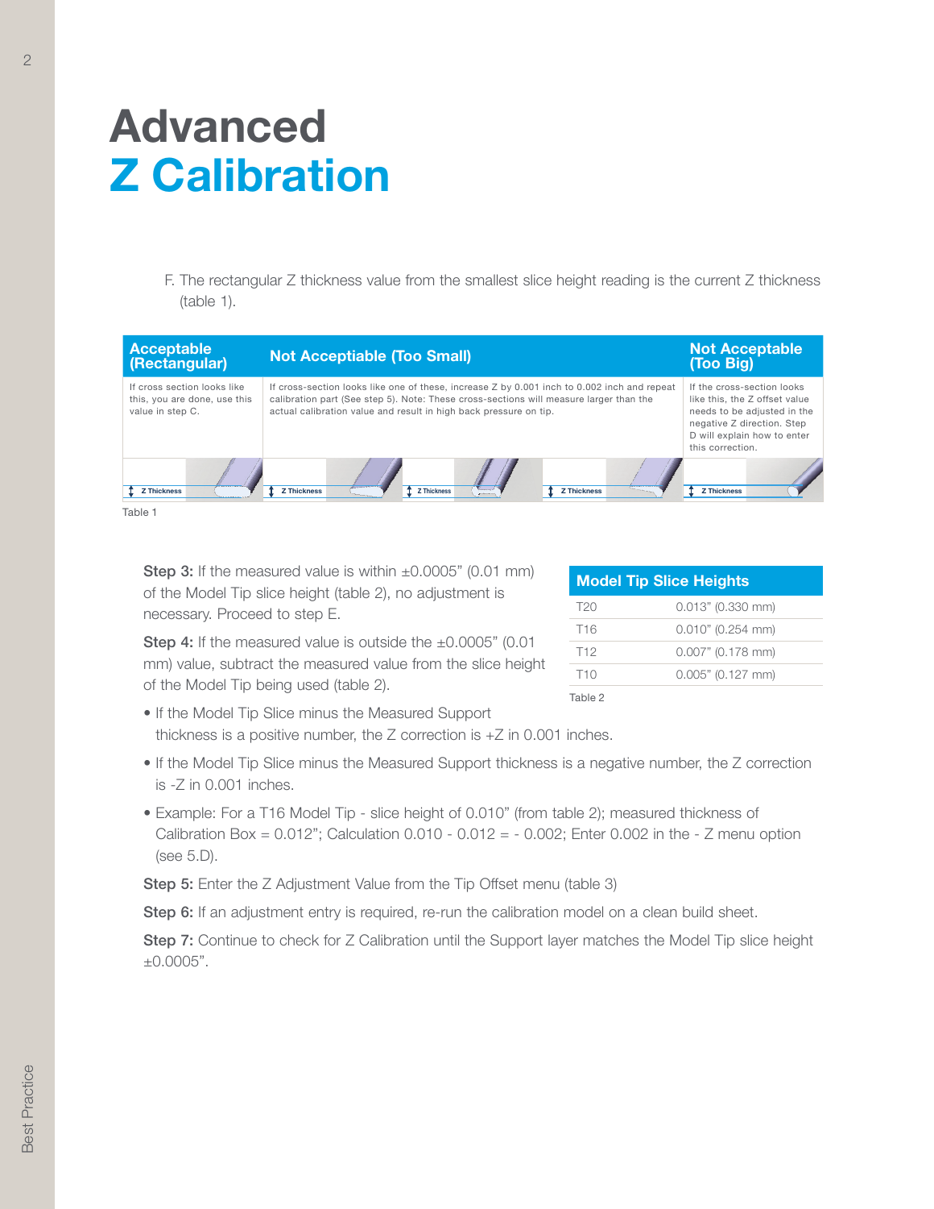# Advanced
# Z Calibration

F. The rectangular Z thickness value from the smallest slice height reading is the current Z thickness (table 1).

| Acceptable (Rectangular) | Not Acceptiable (Too Small) | | | Not Acceptable (Too Big) |
|---|---|---|---|---|
| If cross section looks like this, you are done, use this value in step C. | If cross-section looks like one of these, increase Z by 0.001 inch to 0.002 inch and repeat calibration part (See step 5). Note: These cross-sections will measure larger than the actual calibration value and result in high back pressure on tip. | | | If the cross-section looks like this, the Z offset value needs to be adjusted in the negative Z direction. Step D will explain how to enter this correction. |
| Z Thickness | Z Thickness | Z Thickness | Z Thickness | Z Thickness |

Table 1

**Step 3:** If the measured value is within ±0.0005" (0.01 mm) of the Model Tip slice height (table 2), no adjustment is necessary. Proceed to step E.

**Step 4:** If the measured value is outside the ±0.0005" (0.01 mm) value, subtract the measured value from the slice height of the Model Tip being used (table 2).

| Model Tip Slice Heights | |
|---|---|
| T20 | 0.013" (0.330 mm) |
| T16 | 0.010" (0.254 mm) |
| T12 | 0.007" (0.178 mm) |
| T10 | 0.005" (0.127 mm) |

Table 2

- If the Model Tip Slice minus the Measured Support thickness is a positive number, the Z correction is +Z in 0.001 inches.
- If the Model Tip Slice minus the Measured Support thickness is a negative number, the Z correction is -Z in 0.001 inches.
- Example: For a T16 Model Tip - slice height of 0.010" (from table 2); measured thickness of Calibration Box = 0.012"; Calculation 0.010 - 0.012 = - 0.002; Enter 0.002 in the - Z menu option (see 5.D).

**Step 5:** Enter the Z Adjustment Value from the Tip Offset menu (table 3)

**Step 6:** If an adjustment entry is required, re-run the calibration model on a clean build sheet.

**Step 7:** Continue to check for Z Calibration until the Support layer matches the Model Tip slice height ±0.0005".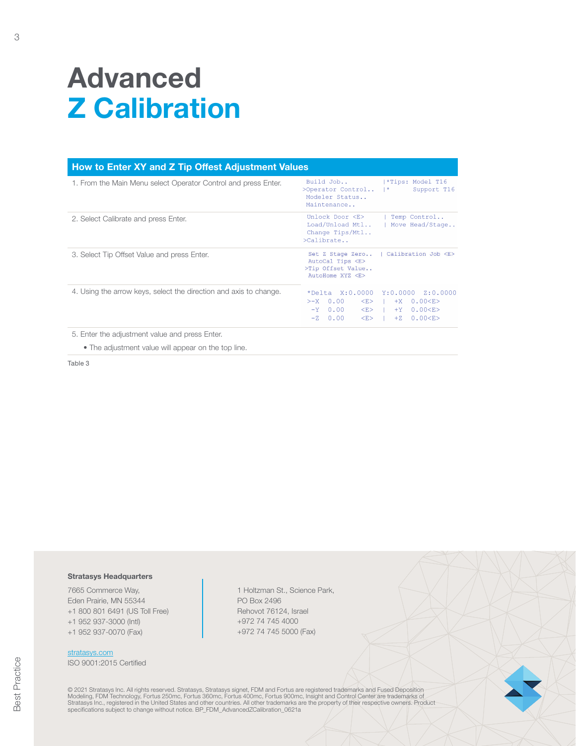# Advanced Z Calibration

| How to Enter XY and Z Tip Offest Adjustment Values | |
|---|---|
| 1. From the Main Menu select Operator Control and press Enter. | ` Build Job..           \|*Tips: Model T16`<br>`>Operator Control..   \|*      Support T16`<br>` Modeler Status..`<br>` Maintenance..` |
| 2. Select Calibrate and press Enter. | ` Unlock Door <E>      \| Temp Control..`<br>` Load/Unload Mtl..    \| Move Head/Stage..`<br>` Change Tips/Mtl..`<br>`>Calibrate..` |
| 3. Select Tip Offset Value and press Enter. | ` Set Z Stage Zero..   \| Calibration Job <E>`<br>` AutoCal Tips <E>`<br>`>Tip Offset Value..`<br>` AutoHome XYZ <E>` |
| 4. Using the arrow keys, select the direction and axis to change. | `*Delta  X:0.0000  Y:0.0000  Z:0.0000`<br>`>-X  0.00    <E>  \|  +X  0.00<E>`<br>` -Y  0.00    <E>  \|  +Y  0.00<E>`<br>` -Z  0.00    <E>  \|  +Z  0.00<E>` |
| 5. Enter the adjustment value and press Enter.<br>• The adjustment value will appear on the top line. | |

Table 3

**Stratasys Headquarters**

7665 Commerce Way,
Eden Prairie, MN 55344
+1 800 801 6491 (US Toll Free)
+1 952 937-3000 (Intl)
+1 952 937-0070 (Fax)

1 Holtzman St., Science Park,
PO Box 2496
Rehovot 76124, Israel
+972 74 745 4000
+972 74 745 5000 (Fax)

stratasys.com
ISO 9001:2015 Certified

© 2021 Stratasys Inc. All rights reserved. Stratasys, Stratasys signet, FDM and Fortus are registered trademarks and Fused Deposition Modeling, FDM Technology, Fortus 250mc, Fortus 360mc, Fortus 400mc, Fortus 900mc, Insight and Control Center are trademarks of Stratasys Inc., registered in the United States and other countries. All other trademarks are the property of their respective owners. Product specifications subject to change without notice. BP_FDM_AdvancedZCalibration_0621a